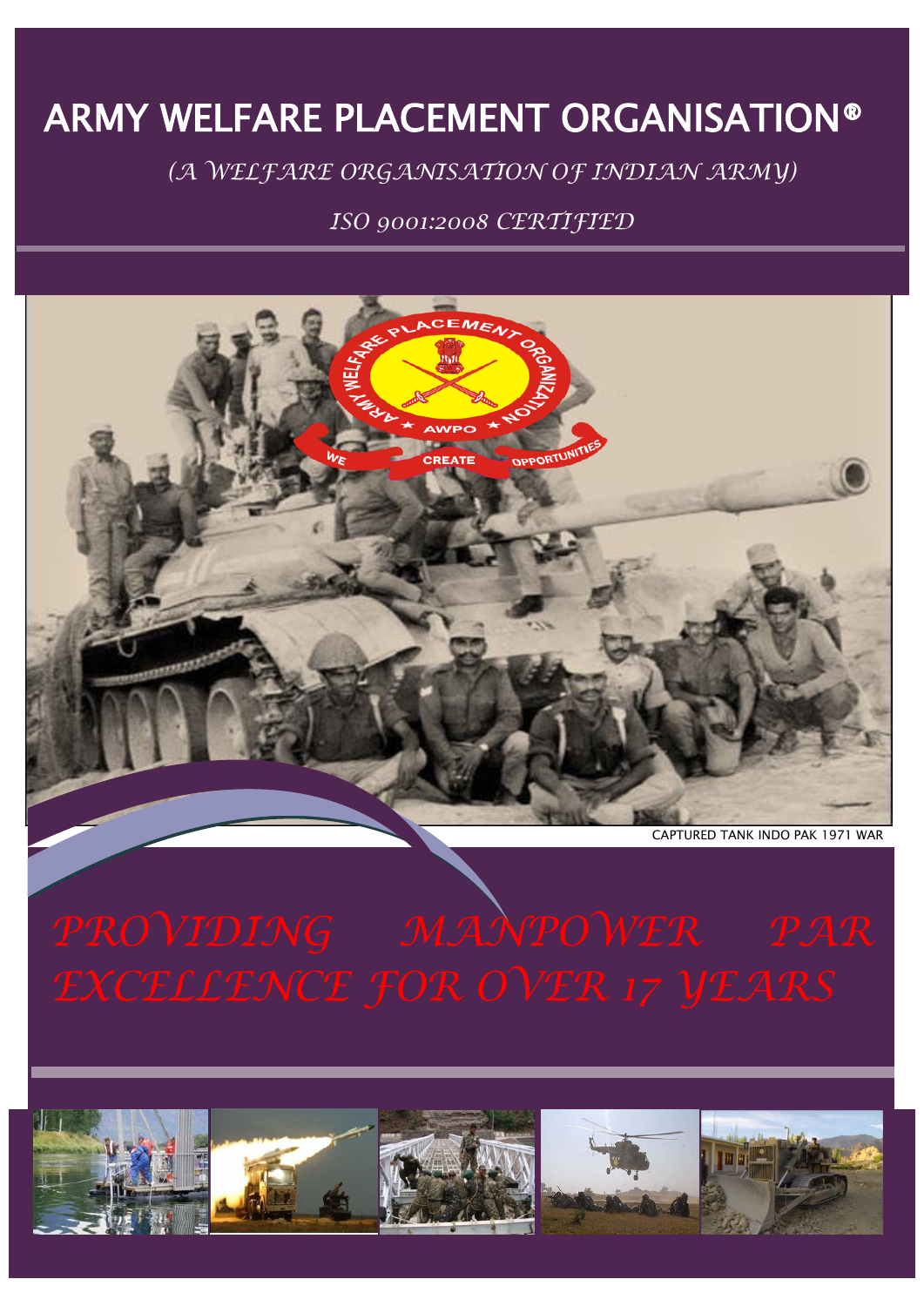# ARMY WELFARE PLACEMENT ORGANISATION®

*(A WELFARE ORGANISATION OF INDIAN ARMY)*

*ISO 9001:2008 CERTIFIED*

CAPTURED TANK INDO PAK 1971 WAR

## *PROVIDING MANPOWER PAR EXCELLENCE FOR OVER 17 YEARS*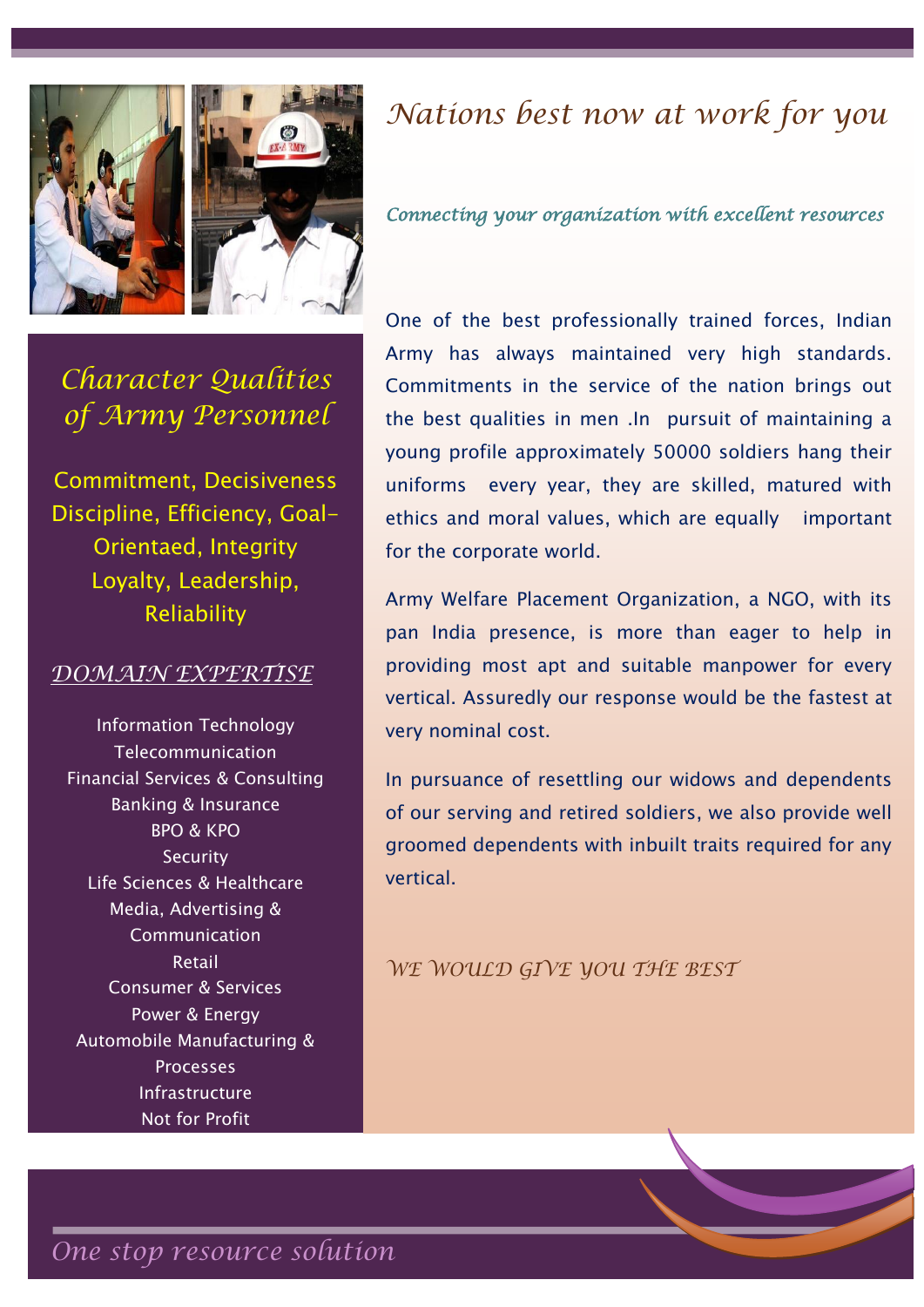# Nations best now at work for you

*Connecting your organization with excellent resources*

One of the best professionally trained forces, Indian Army has always maintained very high standards. Commitments in the service of the nation brings out the best qualities in men .In pursuit of maintaining a young profile approximately 50000 soldiers hang their uniforms every year, they are skilled, matured with ethics and moral values, which are equally important for the corporate world.

Army Welfare Placement Organization, a NGO, with its pan India presence, is more than eager to help in providing most apt and suitable manpower for every vertical. Assuredly our response would be the fastest at very nominal cost.

In pursuance of resettling our widows and dependents of our serving and retired soldiers, we also provide well groomed dependents with inbuilt traits required for any vertical.

*WE WOULD GIVE YOU THE BEST*

## Character Qualities of Army Personnel

Commitment, Decisiveness Discipline, Efficiency, Goal-Orientaed, Integrity Loyalty, Leadership, Reliability

## DOMAIN EXPERTISE

Information Technology
Telecommunication
Financial Services & Consulting
Banking & Insurance
BPO & KPO
Security
Life Sciences & Healthcare
Media, Advertising & Communication
Retail
Consumer & Services
Power & Energy
Automobile Manufacturing & Processes
Infrastructure
Not for Profit

*One stop resource solution*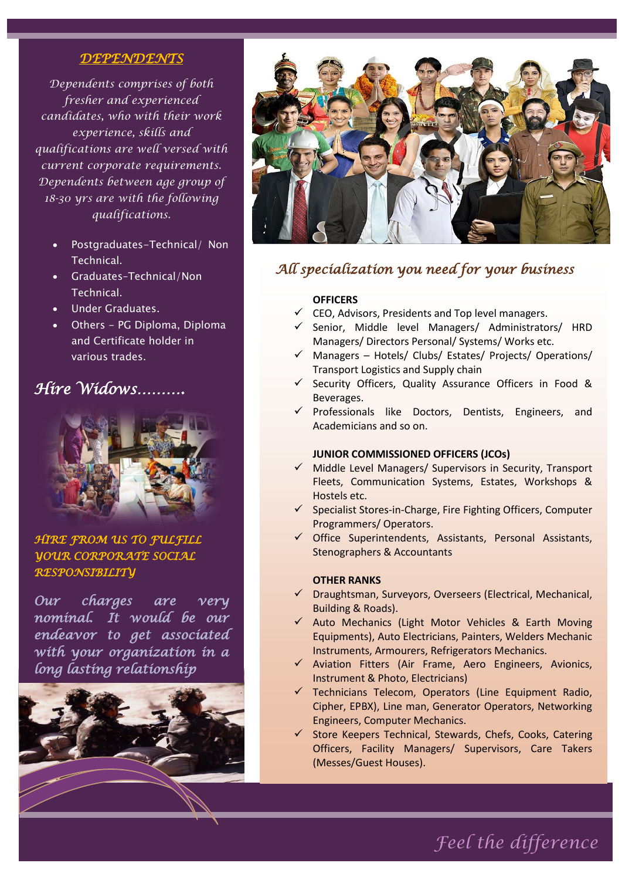## DEPENDENTS

*Dependents comprises of both fresher and experienced candidates, who with their work experience, skills and qualifications are well versed with current corporate requirements. Dependents between age group of 18-30 yrs are with the following qualifications.*

- Postgraduates-Technical/ Non Technical.
- Graduates-Technical/Non Technical.
- Under Graduates.
- Others – PG Diploma, Diploma and Certificate holder in various trades.

## Hire Widows……….

**HIRE FROM US TO FULFILL YOUR CORPORATE SOCIAL RESPONSIBILITY**

*Our charges are very nominal. It would be our endeavor to get associated with your organization in a long lasting relationship*

## All specialization you need for your business

**OFFICERS**

- ✓ CEO, Advisors, Presidents and Top level managers.
- ✓ Senior, Middle level Managers/ Administrators/ HRD Managers/ Directors Personal/ Systems/ Works etc.
- ✓ Managers – Hotels/ Clubs/ Estates/ Projects/ Operations/ Transport Logistics and Supply chain
- ✓ Security Officers, Quality Assurance Officers in Food & Beverages.
- ✓ Professionals like Doctors, Dentists, Engineers, and Academicians and so on.

**JUNIOR COMMISSIONED OFFICERS (JCOs)**

- ✓ Middle Level Managers/ Supervisors in Security, Transport Fleets, Communication Systems, Estates, Workshops & Hostels etc.
- ✓ Specialist Stores-in-Charge, Fire Fighting Officers, Computer Programmers/ Operators.
- ✓ Office Superintendents, Assistants, Personal Assistants, Stenographers & Accountants

**OTHER RANKS**

- ✓ Draughtsman, Surveyors, Overseers (Electrical, Mechanical, Building & Roads).
- ✓ Auto Mechanics (Light Motor Vehicles & Earth Moving Equipments), Auto Electricians, Painters, Welders Mechanic Instruments, Armourers, Refrigerators Mechanics.
- ✓ Aviation Fitters (Air Frame, Aero Engineers, Avionics, Instrument & Photo, Electricians)
- ✓ Technicians Telecom, Operators (Line Equipment Radio, Cipher, EPBX), Line man, Generator Operators, Networking Engineers, Computer Mechanics.
- ✓ Store Keepers Technical, Stewards, Chefs, Cooks, Catering Officers, Facility Managers/ Supervisors, Care Takers (Messes/Guest Houses).

*Feel the difference*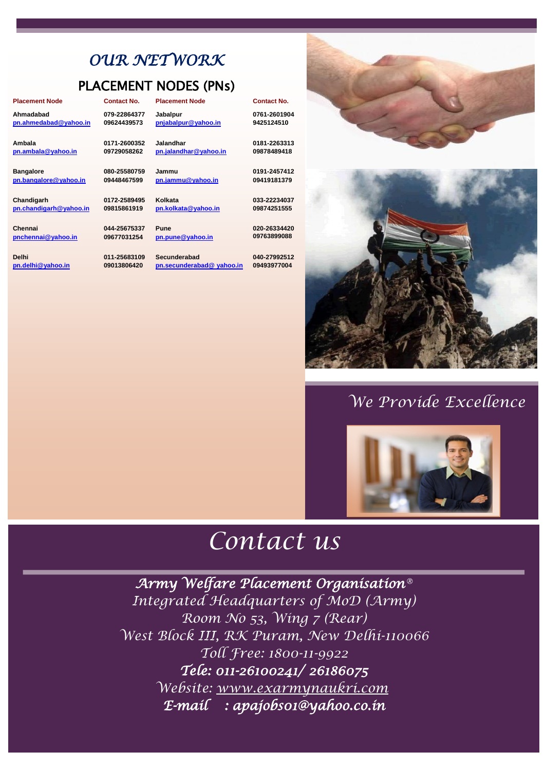# OUR NETWORK

## PLACEMENT NODES (PNs)

| Placement Node | Contact No. | Placement Node | Contact No. |
|---|---|---|---|
| Ahmadabad<br>pn.ahmedabad@yahoo.in | 079-22864377<br>09624439573 | Jabalpur<br>pnjabalpur@yahoo.in | 0761-2601904<br>9425124510 |
| Ambala<br>pn.ambala@yahoo.in | 0171-2600352<br>09729058262 | Jalandhar<br>pn.jalandhar@yahoo.in | 0181-2263313<br>09878489418 |
| Bangalore<br>pn.bangalore@yahoo.in | 080-25580759<br>09448467599 | Jammu<br>pn.jammu@yahoo.in | 0191-2457412<br>09419181379 |
| Chandigarh<br>pn.chandigarh@yahoo.in | 0172-2589495<br>09815861919 | Kolkata<br>pn.kolkata@yahoo.in | 033-22234037<br>09874251555 |
| Chennai<br>pnchennai@yahoo.in | 044-25675337<br>09677031254 | Pune<br>pn.pune@yahoo.in | 020-26334420<br>09763899088 |
| Delhi<br>pn.delhi@yahoo.in | 011-25683109<br>09013806420 | Secunderabad<br>pn.secunderabad@ yahoo.in | 040-27992512<br>09493977004 |

*We Provide Excellence*

# Contact us

***Army Welfare Placement Organisation®***
*Integrated Headquarters of MoD (Army)*
*Room No 53, Wing 7 (Rear)*
*West Block III, RK Puram, New Delhi-110066*
*Toll Free: 1800-11-9922*
***Tele: 011-26100241/ 26186075***
*Website: www.exarmynaukri.com*
***E-mail : apajobs01@yahoo.co.in***